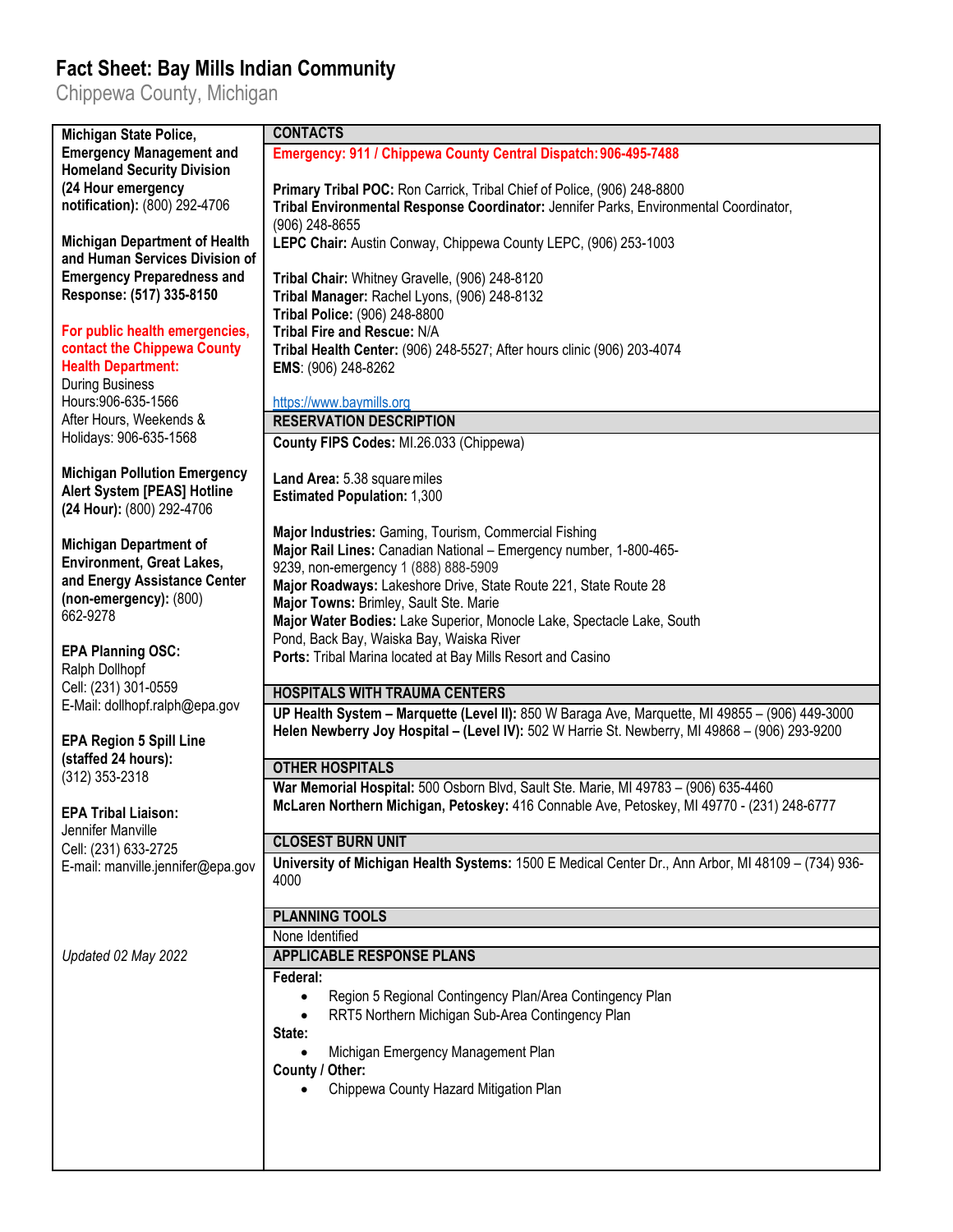# Fact Sheet: Bay Mills Indian Community

Chippewa County, Michigan

**Michigan State Police, Emergency Management and Homeland Security Division (24 Hour emergency notification):** (800) 292-4706

**Michigan Department of Health and Human Services Division of Emergency Preparedness and Response: (517) 335-8150**

**For public health emergencies, contact the Chippewa County Health Department:**
During Business Hours:906-635-1566
After Hours, Weekends & Holidays: 906-635-1568

**Michigan Pollution Emergency Alert System [PEAS] Hotline (24 Hour):** (800) 292-4706

**Michigan Department of Environment, Great Lakes, and Energy Assistance Center (non-emergency):** (800) 662-9278

**EPA Planning OSC:**
Ralph Dollhopf
Cell: (231) 301-0559
E-Mail: dollhopf.ralph@epa.gov

**EPA Region 5 Spill Line (staffed 24 hours):**
(312) 353-2318

**EPA Tribal Liaison:**
Jennifer Manville
Cell: (231) 633-2725
E-mail: manville.jennifer@epa.gov

*Updated 02 May 2022*

## CONTACTS

**Emergency: 911 / Chippewa County Central Dispatch: 906-495-7488**

**Primary Tribal POC:** Ron Carrick, Tribal Chief of Police, (906) 248-8800
**Tribal Environmental Response Coordinator:** Jennifer Parks, Environmental Coordinator, (906) 248-8655
**LEPC Chair:** Austin Conway, Chippewa County LEPC, (906) 253-1003

**Tribal Chair:** Whitney Gravelle, (906) 248-8120
**Tribal Manager:** Rachel Lyons, (906) 248-8132
**Tribal Police:** (906) 248-8800
**Tribal Fire and Rescue:** N/A
**Tribal Health Center:** (906) 248-5527; After hours clinic (906) 203-4074
**EMS**: (906) 248-8262

https://www.baymills.org

## RESERVATION DESCRIPTION

**County FIPS Codes:** MI.26.033 (Chippewa)

**Land Area:** 5.38 square miles
**Estimated Population:** 1,300

**Major Industries:** Gaming, Tourism, Commercial Fishing
**Major Rail Lines:** Canadian National – Emergency number, 1-800-465-9239, non-emergency 1 (888) 888-5909
**Major Roadways:** Lakeshore Drive, State Route 221, State Route 28
**Major Towns:** Brimley, Sault Ste. Marie
**Major Water Bodies:** Lake Superior, Monocle Lake, Spectacle Lake, South Pond, Back Bay, Waiska Bay, Waiska River
**Ports:** Tribal Marina located at Bay Mills Resort and Casino

## HOSPITALS WITH TRAUMA CENTERS

**UP Health System – Marquette (Level II):** 850 W Baraga Ave, Marquette, MI 49855 – (906) 449-3000
**Helen Newberry Joy Hospital – (Level IV):** 502 W Harrie St. Newberry, MI 49868 – (906) 293-9200

## OTHER HOSPITALS

**War Memorial Hospital:** 500 Osborn Blvd, Sault Ste. Marie, MI 49783 – (906) 635-4460
**McLaren Northern Michigan, Petoskey:** 416 Connable Ave, Petoskey, MI 49770 - (231) 248-6777

## CLOSEST BURN UNIT

**University of Michigan Health Systems:** 1500 E Medical Center Dr., Ann Arbor, MI 48109 – (734) 936-4000

## PLANNING TOOLS

None Identified

## APPLICABLE RESPONSE PLANS

**Federal:**

- Region 5 Regional Contingency Plan/Area Contingency Plan
- RRT5 Northern Michigan Sub-Area Contingency Plan

**State:**

- Michigan Emergency Management Plan

**County / Other:**

- Chippewa County Hazard Mitigation Plan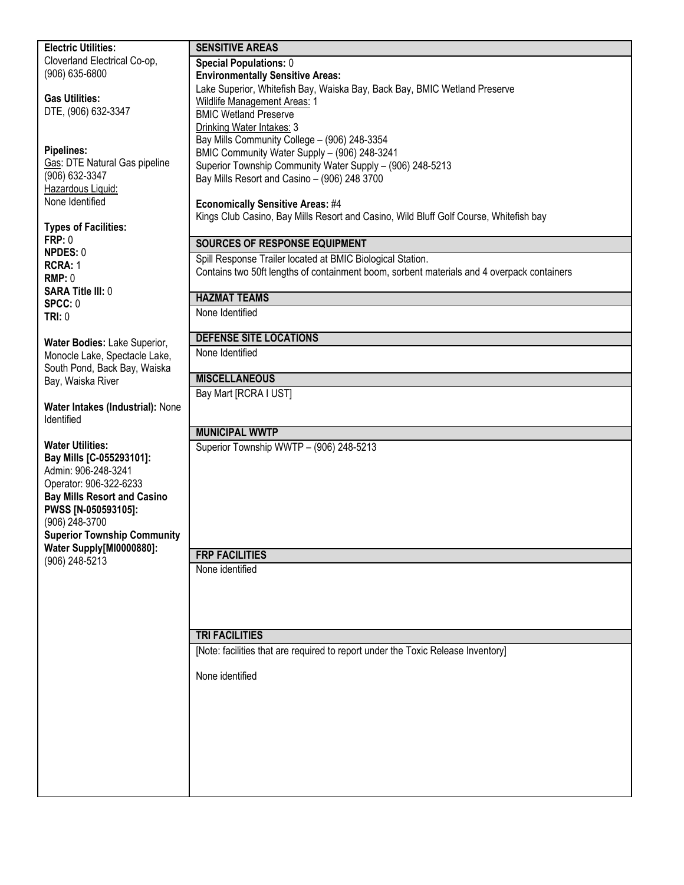**Electric Utilities:**
Cloverland Electrical Co-op, (906) 635-6800

**Gas Utilities:**
DTE, (906) 632-3347

**Pipelines:**
Gas: DTE Natural Gas pipeline (906) 632-3347
Hazardous Liquid:
None Identified

**Types of Facilities:**
**FRP:** 0
**NPDES:** 0
**RCRA:** 1
**RMP:** 0
**SARA Title III:** 0
**SPCC:** 0
**TRI:** 0

**Water Bodies:** Lake Superior, Monocle Lake, Spectacle Lake, South Pond, Back Bay, Waiska Bay, Waiska River

**Water Intakes (Industrial):** None Identified

**Water Utilities:**
**Bay Mills [C-055293101]:**
Admin: 906-248-3241
Operator: 906-322-6233
**Bay Mills Resort and Casino PWSS [N-050593105]:**
(906) 248-3700
**Superior Township Community Water Supply[MI0000880]:**
(906) 248-5213

## SENSITIVE AREAS

**Special Populations:** 0
**Environmentally Sensitive Areas:**
Lake Superior, Whitefish Bay, Waiska Bay, Back Bay, BMIC Wetland Preserve
Wildlife Management Areas: 1
BMIC Wetland Preserve
Drinking Water Intakes: 3
Bay Mills Community College – (906) 248-3354
BMIC Community Water Supply – (906) 248-3241
Superior Township Community Water Supply – (906) 248-5213
Bay Mills Resort and Casino – (906) 248 3700

**Economically Sensitive Areas:** #4
Kings Club Casino, Bay Mills Resort and Casino, Wild Bluff Golf Course, Whitefish bay

## SOURCES OF RESPONSE EQUIPMENT

Spill Response Trailer located at BMIC Biological Station.
Contains two 50ft lengths of containment boom, sorbent materials and 4 overpack containers

## HAZMAT TEAMS

None Identified

## DEFENSE SITE LOCATIONS

None Identified

## MISCELLANEOUS

Bay Mart [RCRA I UST]

## MUNICIPAL WWTP

Superior Township WWTP – (906) 248-5213

## FRP FACILITIES

None identified

## TRI FACILITIES

[Note: facilities that are required to report under the Toxic Release Inventory]

None identified